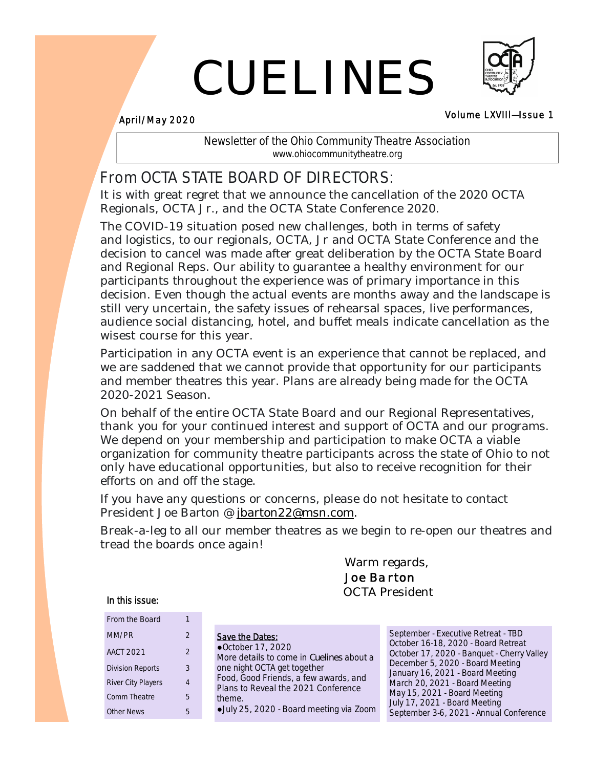# CUELINES

April/May 2020

Volume LXVIII—Issue 1

Newsletter of the Ohio Community Theatre Association
www.ohiocommunitytheatre.org

## From OCTA STATE BOARD OF DIRECTORS:

It is with great regret that we announce the cancellation of the 2020 OCTA Regionals, OCTA Jr., and the OCTA State Conference 2020.

The COVID-19 situation posed new challenges, both in terms of safety and logistics, to our regionals, OCTA, Jr and OCTA State Conference and the decision to cancel was made after great deliberation by the OCTA State Board and Regional Reps. Our ability to guarantee a healthy environment for our participants throughout the experience was of primary importance in this decision. Even though the actual events are months away and the landscape is still very uncertain, the safety issues of rehearsal spaces, live performances, audience social distancing, hotel, and buffet meals indicate cancellation as the wisest course for this year.

Participation in any OCTA event is an experience that cannot be replaced, and we are saddened that we cannot provide that opportunity for our participants and member theatres this year. Plans are already being made for the OCTA 2020-2021 Season.

On behalf of the entire OCTA State Board and our Regional Representatives, thank you for your continued interest and support of OCTA and our programs. We depend on your membership and participation to make OCTA a viable organization for community theatre participants across the state of Ohio to not only have educational opportunities, but also to receive recognition for their efforts on and off the stage.

If you have any questions or concerns, please do not hesitate to contact President Joe Barton @ jbarton22@msn.com.

Break-a-leg to all our member theatres as we begin to re-open our theatres and tread the boards once again!

Warm regards,
**Joe Barton**
OCTA President

### In this issue:

| | |
|---|---|
| From the Board | 1 |
| MM/PR | 2 |
| AACT 2021 | 2 |
| Division Reports | 3 |
| River City Players | 4 |
| Comm Theatre | 5 |
| Other News | 5 |

**Save the Dates:**

- October 17, 2020
More details to come in *Cuelines* about a one night OCTA get together
Food, Good Friends, a few awards, and Plans to Reveal the 2021 Conference theme.
- July 25, 2020 - Board meeting via Zoom

September - Executive Retreat - TBD
October 16-18, 2020 - Board Retreat
October 17, 2020 - Banquet - Cherry Valley
December 5, 2020 - Board Meeting
January 16, 2021 - Board Meeting
March 20, 2021 - Board Meeting
May 15, 2021 - Board Meeting
July 17, 2021 - Board Meeting
September 3-6, 2021 - Annual Conference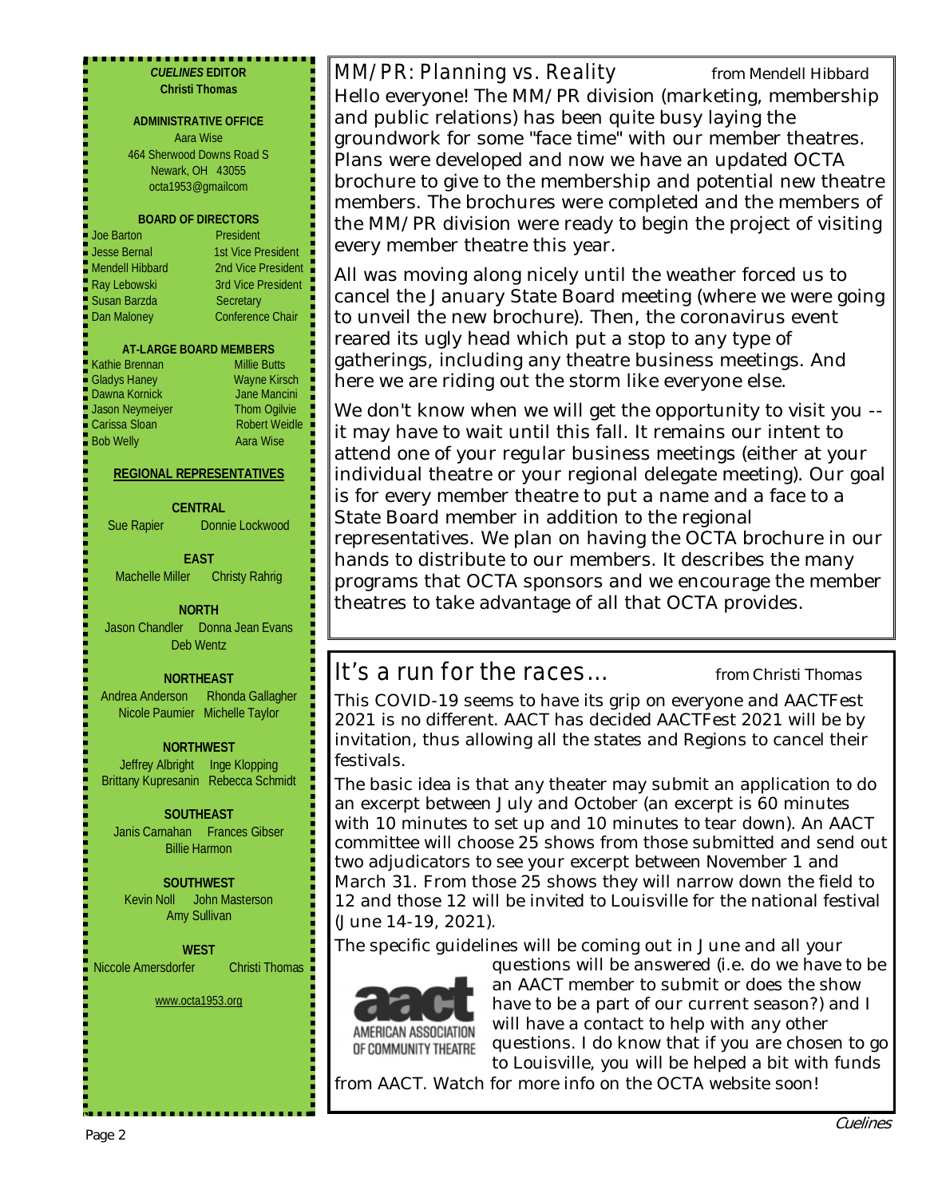***CUELINES* EDITOR**
**Christi Thomas**

**ADMINISTRATIVE OFFICE**
Aara Wise
464 Sherwood Downs Road S
Newark, OH 43055
octa1953@gmailcom

**BOARD OF DIRECTORS**

| | |
|---|---|
| Joe Barton | President |
| Jesse Bernal | 1st Vice President |
| Mendell Hibbard | 2nd Vice President |
| Ray Lebowski | 3rd Vice President |
| Susan Barzda | Secretary |
| Dan Maloney | Conference Chair |

**AT-LARGE BOARD MEMBERS**

| | |
|---|---|
| Kathie Brennan | Millie Butts |
| Gladys Haney | Wayne Kirsch |
| Dawna Kornick | Jane Mancini |
| Jason Neymeiyer | Thom Ogilvie |
| Carissa Sloan | Robert Weidle |
| Bob Welly | Aara Wise |

**REGIONAL REPRESENTATIVES**

**CENTRAL**
Sue Rapier, Donnie Lockwood

**EAST**
Machelle Miller, Christy Rahrig

**NORTH**
Jason Chandler, Donna Jean Evans, Deb Wentz

**NORTHEAST**
Andrea Anderson, Rhonda Gallagher, Nicole Paumier, Michelle Taylor

**NORTHWEST**
Jeffrey Albright, Inge Klopping, Brittany Kupresanin, Rebecca Schmidt

**SOUTHEAST**
Janis Carnahan, Frances Gibser, Billie Harmon

**SOUTHWEST**
Kevin Noll, John Masterson, Amy Sullivan

**WEST**
Niccole Amersdorfer, Christi Thomas

www.octa1953.org

## MM/PR: Planning vs. Reality

*from Mendell Hibbard*

Hello everyone! The MM/PR division (marketing, membership and public relations) has been quite busy laying the groundwork for some "face time" with our member theatres. Plans were developed and now we have an updated OCTA brochure to give to the membership and potential new theatre members. The brochures were completed and the members of the MM/PR division were ready to begin the project of visiting every member theatre this year.

All was moving along nicely until the weather forced us to cancel the January State Board meeting (where we were going to unveil the new brochure). Then, the coronavirus event reared its ugly head which put a stop to any type of gatherings, including any theatre business meetings. And here we are riding out the storm like everyone else.

We don't know when we will get the opportunity to visit you -- it may have to wait until this fall. It remains our intent to attend one of your regular business meetings (either at your individual theatre or your regional delegate meeting). Our goal is for every member theatre to put a name and a face to a State Board member in addition to the regional representatives. We plan on having the OCTA brochure in our hands to distribute to our members. It describes the many programs that OCTA sponsors and we encourage the member theatres to take advantage of all that OCTA provides.

## It's a run for the races…

*from Christi Thomas*

This COVID-19 seems to have its grip on everyone and AACTFest 2021 is no different. AACT has decided AACTFest 2021 will be by invitation, thus allowing all the states and Regions to cancel their festivals.

The basic idea is that any theater may submit an application to do an excerpt between July and October (an excerpt is 60 minutes with 10 minutes to set up and 10 minutes to tear down). An AACT committee will choose 25 shows from those submitted and send out two adjudicators to see your excerpt between November 1 and March 31. From those 25 shows they will narrow down the field to 12 and those 12 will be invited to Louisville for the national festival (June 14-19, 2021).

The specific guidelines will be coming out in June and all your questions will be answered (i.e. do we have to be an AACT member to submit or does the show have to be a part of our current season?) and I will have a contact to help with any other questions. I do know that if you are chosen to go to Louisville, you will be helped a bit with funds from AACT. Watch for more info on the OCTA website soon!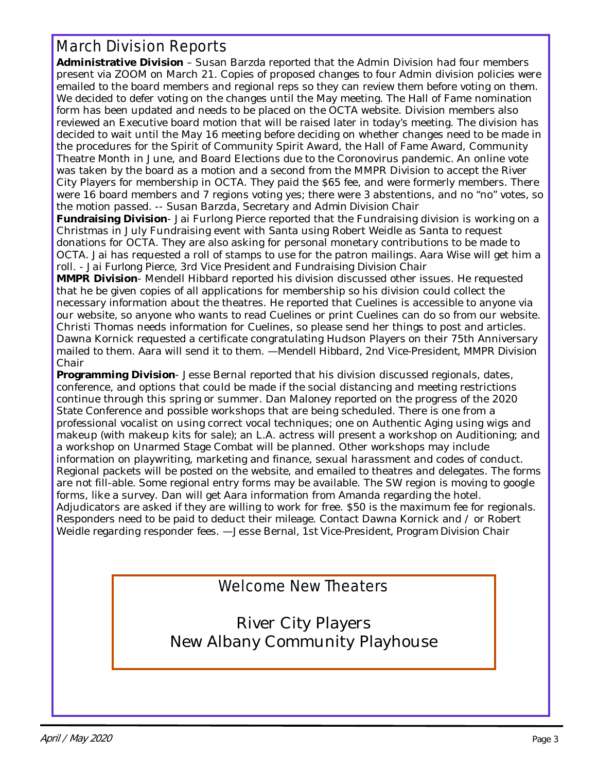## March Division Reports

**Administrative Division** – Susan Barzda reported that the Admin Division had four members present via ZOOM on March 21. Copies of proposed changes to four Admin division policies were emailed to the board members and regional reps so they can review them before voting on them. We decided to defer voting on the changes until the May meeting. The Hall of Fame nomination form has been updated and needs to be placed on the OCTA website. Division members also reviewed an Executive board motion that will be raised later in today's meeting. The division has decided to wait until the May 16 meeting before deciding on whether changes need to be made in the procedures for the Spirit of Community Spirit Award, the Hall of Fame Award, Community Theatre Month in June, and Board Elections due to the Coronovirus pandemic. An online vote was taken by the board as a motion and a second from the MMPR Division to accept the River City Players for membership in OCTA. They paid the $65 fee, and were formerly members. There were 16 board members and 7 regions voting yes; there were 3 abstentions, and no "no" votes, so the motion passed. -- *Susan Barzda, Secretary and Admin Division Chair*

**Fundraising Division**- Jai Furlong Pierce reported that the Fundraising division is working on a Christmas in July Fundraising event with Santa using Robert Weidle as Santa to request donations for OCTA. They are also asking for personal monetary contributions to be made to OCTA. Jai has requested a roll of stamps to use for the patron mailings. Aara Wise will get him a roll. - *Jai Furlong Pierce, 3rd Vice President and Fundraising Division Chair*

**MMPR Division**- Mendell Hibbard reported his division discussed other issues. He requested that he be given copies of all applications for membership so his division could collect the necessary information about the theatres. He reported that Cuelines is accessible to anyone via our website, so anyone who wants to read Cuelines or print Cuelines can do so from our website. Christi Thomas needs information for Cuelines, so please send her things to post and articles. Dawna Kornick requested a certificate congratulating Hudson Players on their 75th Anniversary mailed to them. Aara will send it to them. —*Mendell Hibbard, 2nd Vice-President, MMPR Division Chair*

**Programming Division**- Jesse Bernal reported that his division discussed regionals, dates, conference, and options that could be made if the social distancing and meeting restrictions continue through this spring or summer. Dan Maloney reported on the progress of the 2020 State Conference and possible workshops that are being scheduled. There is one from a professional vocalist on using correct vocal techniques; one on Authentic Aging using wigs and makeup (with makeup kits for sale); an L.A. actress will present a workshop on Auditioning; and a workshop on Unarmed Stage Combat will be planned. Other workshops may include information on playwriting, marketing and finance, sexual harassment and codes of conduct. Regional packets will be posted on the website, and emailed to theatres and delegates. The forms are not fill-able. Some regional entry forms may be available. The SW region is moving to google forms, like a survey. Dan will get Aara information from Amanda regarding the hotel. Adjudicators are asked if they are willing to work for free. $50 is the maximum fee for regionals. Responders need to be paid to deduct their mileage. Contact Dawna Kornick and / or Robert Weidle regarding responder fees. —*Jesse Bernal, 1st Vice-President, Program Division Chair*

## Welcome New Theaters

River City Players
New Albany Community Playhouse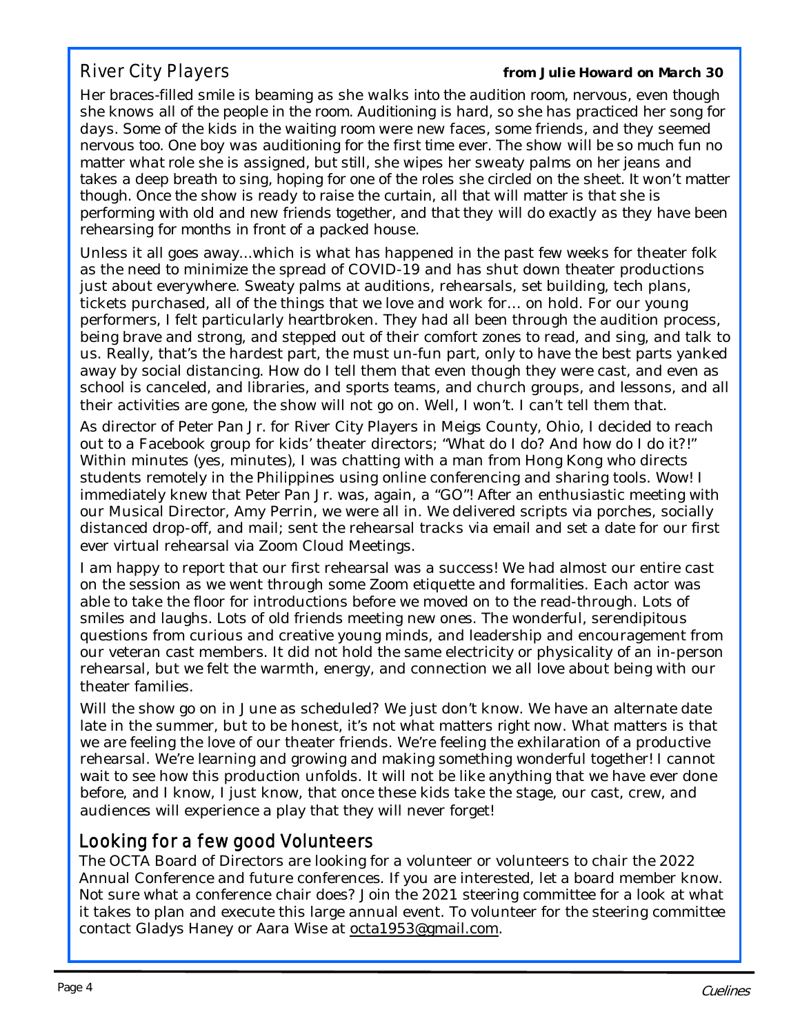## River City Players

***from Julie Howard on March 30***

Her braces-filled smile is beaming as she walks into the audition room, nervous, even though she knows all of the people in the room. Auditioning is hard, so she has practiced her song for days. Some of the kids in the waiting room were new faces, some friends, and they seemed nervous too. One boy was auditioning for the first time ever. The show will be so much fun no matter what role she is assigned, but still, she wipes her sweaty palms on her jeans and takes a deep breath to sing, hoping for one of the roles she circled on the sheet. It won't matter though. Once the show is ready to raise the curtain, all that will matter is that she is performing with old and new friends together, and that they will do exactly as they have been rehearsing for months in front of a packed house.

Unless it all goes away...which is what has happened in the past few weeks for theater folk as the need to minimize the spread of COVID-19 and has shut down theater productions just about everywhere. Sweaty palms at auditions, rehearsals, set building, tech plans, tickets purchased, all of the things that we love and work for… on hold. For our young performers, I felt particularly heartbroken. They had all been through the audition process, being brave and strong, and stepped out of their comfort zones to read, and sing, and talk to us. Really, that's the hardest part, the most un-fun part, only to have the best parts yanked away by social distancing. How do I tell them that even though they were cast, and even as school is canceled, and libraries, and sports teams, and church groups, and lessons, and all their activities are gone, the show will not go on. Well, I won't. I can't tell them that.

As director of Peter Pan Jr. for River City Players in Meigs County, Ohio, I decided to reach out to a Facebook group for kids' theater directors; "What do I do? And how do I do it?!" Within minutes (yes, minutes), I was chatting with a man from Hong Kong who directs students remotely in the Philippines using online conferencing and sharing tools. Wow! I immediately knew that Peter Pan Jr. was, again, a "GO"! After an enthusiastic meeting with our Musical Director, Amy Perrin, we were all in. We delivered scripts via porches, socially distanced drop-off, and mail; sent the rehearsal tracks via email and set a date for our first ever virtual rehearsal via Zoom Cloud Meetings.

I am happy to report that our first rehearsal was a success! We had almost our entire cast on the session as we went through some Zoom etiquette and formalities. Each actor was able to take the floor for introductions before we moved on to the read-through. Lots of smiles and laughs. Lots of old friends meeting new ones. The wonderful, serendipitous questions from curious and creative young minds, and leadership and encouragement from our veteran cast members. It did not hold the same electricity or physicality of an in-person rehearsal, but we felt the warmth, energy, and connection we all love about being with our theater families.

Will the show go on in June as scheduled? We just don't know. We have an alternate date late in the summer, but to be honest, it's not what matters right now. What matters is that we are feeling the love of our theater friends. We're feeling the exhilaration of a productive rehearsal. We're learning and growing and making something wonderful together! I cannot wait to see how this production unfolds. It will not be like anything that we have ever done before, and I know, I just know, that once these kids take the stage, our cast, crew, and audiences will experience a play that they will never forget!

## Looking for a few good Volunteers

The OCTA Board of Directors are looking for a volunteer or volunteers to chair the 2022 Annual Conference and future conferences. If you are interested, let a board member know. Not sure what a conference chair does? Join the 2021 steering committee for a look at what it takes to plan and execute this large annual event. To volunteer for the steering committee contact Gladys Haney or Aara Wise at octa1953@gmail.com.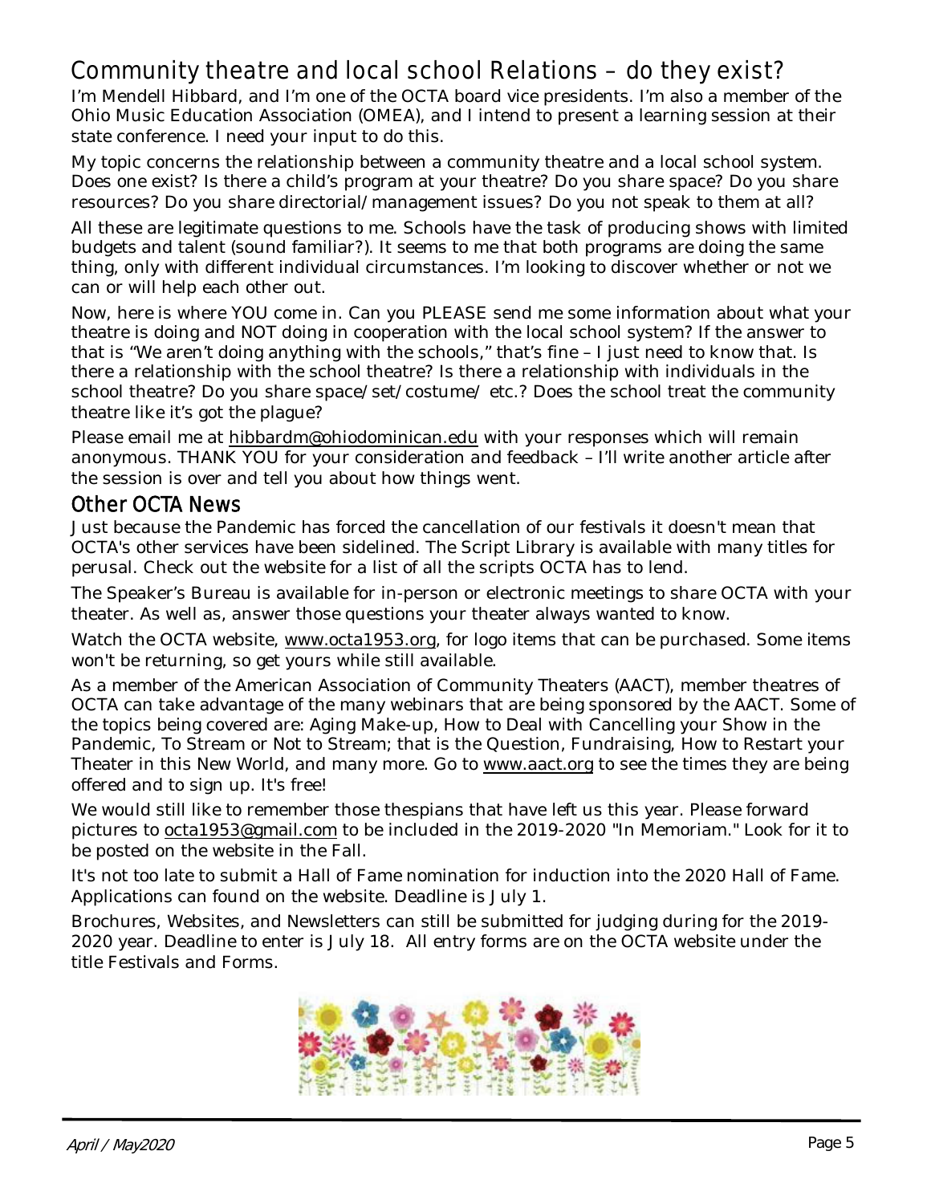## Community theatre and local school Relations – do they exist?

I'm Mendell Hibbard, and I'm one of the OCTA board vice presidents. I'm also a member of the Ohio Music Education Association (OMEA), and I intend to present a learning session at their state conference. I need your input to do this.

My topic concerns the relationship between a community theatre and a local school system. Does one exist? Is there a child's program at your theatre? Do you share space? Do you share resources? Do you share directorial/management issues? Do you not speak to them at all?

All these are legitimate questions to me. Schools have the task of producing shows with limited budgets and talent (sound familiar?). It seems to me that both programs are doing the same thing, only with different individual circumstances. I'm looking to discover whether or not we can or will help each other out.

Now, here is where YOU come in. Can you PLEASE send me some information about what your theatre is doing and NOT doing in cooperation with the local school system? If the answer to that is "We aren't doing anything with the schools," that's fine – I just need to know that. Is there a relationship with the school theatre? Is there a relationship with individuals in the school theatre? Do you share space/set/costume/ etc.? Does the school treat the community theatre like it's got the plague?

Please email me at hibbardm@ohiodominican.edu with your responses which will remain anonymous. THANK YOU for your consideration and feedback – I'll write another article after the session is over and tell you about how things went.

## Other OCTA News

Just because the Pandemic has forced the cancellation of our festivals it doesn't mean that OCTA's other services have been sidelined. The Script Library is available with many titles for perusal. Check out the website for a list of all the scripts OCTA has to lend.

The Speaker's Bureau is available for in-person or electronic meetings to share OCTA with your theater. As well as, answer those questions your theater always wanted to know.

Watch the OCTA website, www.octa1953.org, for logo items that can be purchased. Some items won't be returning, so get yours while still available.

As a member of the American Association of Community Theaters (AACT), member theatres of OCTA can take advantage of the many webinars that are being sponsored by the AACT. Some of the topics being covered are: Aging Make-up, How to Deal with Cancelling your Show in the Pandemic, To Stream or Not to Stream; that is the Question, Fundraising, How to Restart your Theater in this New World, and many more. Go to www.aact.org to see the times they are being offered and to sign up. It's free!

We would still like to remember those thespians that have left us this year. Please forward pictures to octa1953@gmail.com to be included in the 2019-2020 "In Memoriam." Look for it to be posted on the website in the Fall.

It's not too late to submit a Hall of Fame nomination for induction into the 2020 Hall of Fame. Applications can found on the website. Deadline is July 1.

Brochures, Websites, and Newsletters can still be submitted for judging during for the 2019-2020 year. Deadline to enter is July 18. All entry forms are on the OCTA website under the title Festivals and Forms.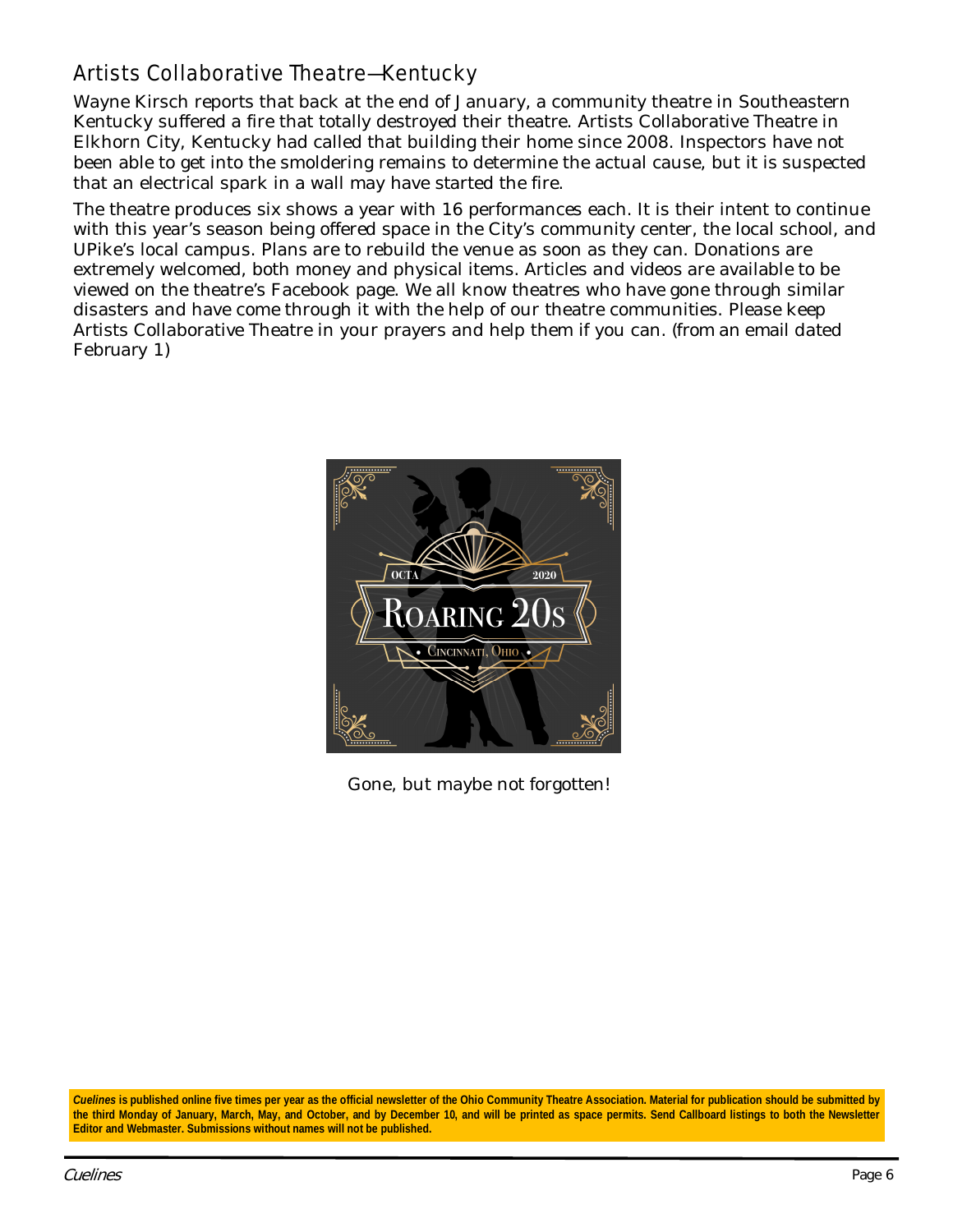## Artists Collaborative Theatre—Kentucky

Wayne Kirsch reports that back at the end of January, a community theatre in Southeastern Kentucky suffered a fire that totally destroyed their theatre. Artists Collaborative Theatre in Elkhorn City, Kentucky had called that building their home since 2008. Inspectors have not been able to get into the smoldering remains to determine the actual cause, but it is suspected that an electrical spark in a wall may have started the fire.

The theatre produces six shows a year with 16 performances each. It is their intent to continue with this year's season being offered space in the City's community center, the local school, and UPike's local campus. Plans are to rebuild the venue as soon as they can. Donations are extremely welcomed, both money and physical items. Articles and videos are available to be viewed on the theatre's Facebook page. We all know theatres who have gone through similar disasters and have come through it with the help of our theatre communities. Please keep Artists Collaborative Theatre in your prayers and help them if you can. (from an email dated February 1)

OCTA 2020

ROARING 20S

• CINCINNATI, OHIO •

Gone, but maybe not forgotten!

***Cuelines* is published online five times per year as the official newsletter of the Ohio Community Theatre Association. Material for publication should be submitted by the third Monday of January, March, May, and October, and by December 10, and will be printed as space permits. Send Callboard listings to both the Newsletter Editor and Webmaster. Submissions without names will not be published.**